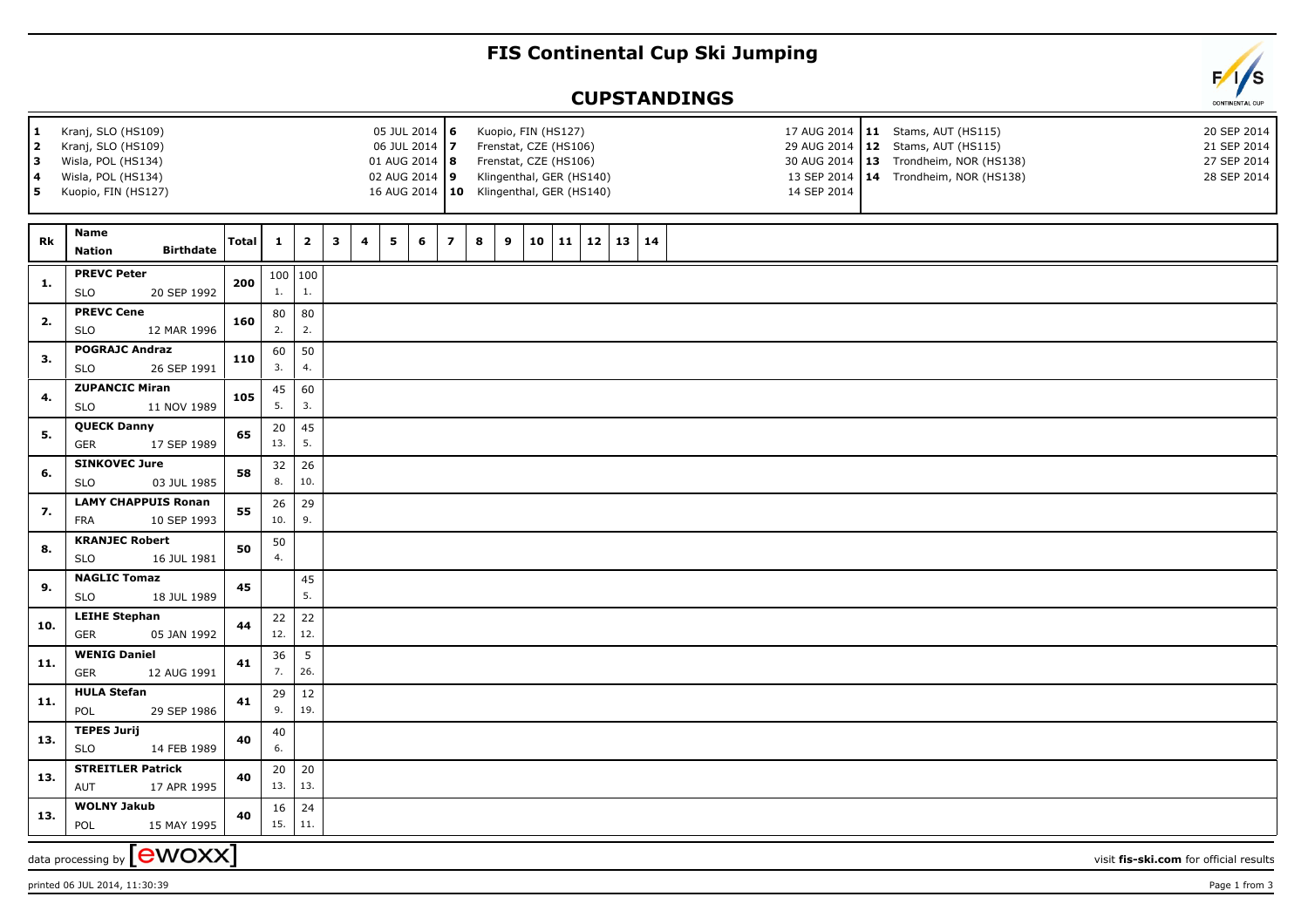# FIS Continental Cup Ski Jumping

## CUPSTANDINGS

| No. | Venue | Date |
|---|---|---|
| 1 | Kranj, SLO (HS109) | 05 JUL 2014 |
| 2 | Kranj, SLO (HS109) | 06 JUL 2014 |
| 3 | Wisla, POL (HS134) | 01 AUG 2014 |
| 4 | Wisla, POL (HS134) | 02 AUG 2014 |
| 5 | Kuopio, FIN (HS127) | 16 AUG 2014 |
| 6 | Kuopio, FIN (HS127) | 17 AUG 2014 |
| 7 | Frenstat, CZE (HS106) | 29 AUG 2014 |
| 8 | Frenstat, CZE (HS106) | 30 AUG 2014 |
| 9 | Klingenthal, GER (HS140) | 13 SEP 2014 |
| 10 | Klingenthal, GER (HS140) | 14 SEP 2014 |
| 11 | Stams, AUT (HS115) | 20 SEP 2014 |
| 12 | Stams, AUT (HS115) | 21 SEP 2014 |
| 13 | Trondheim, NOR (HS138) | 27 SEP 2014 |
| 14 | Trondheim, NOR (HS138) | 28 SEP 2014 |

| Rk | Name / Nation | Birthdate | Total | 1 | 2 | 3 | 4 | 5 | 6 | 7 | 8 | 9 | 10 | 11 | 12 | 13 | 14 |
|---|---|---|---|---|---|---|---|---|---|---|---|---|---|---|---|---|---|
| 1. | **PREVC Peter** SLO | 20 SEP 1992 | **200** | 100 1. | 100 1. | | | | | | | | | | | | |
| 2. | **PREVC Cene** SLO | 12 MAR 1996 | **160** | 80 2. | 80 2. | | | | | | | | | | | | |
| 3. | **POGRAJC Andraz** SLO | 26 SEP 1991 | **110** | 60 3. | 50 4. | | | | | | | | | | | | |
| 4. | **ZUPANCIC Miran** SLO | 11 NOV 1989 | **105** | 45 5. | 60 3. | | | | | | | | | | | | |
| 5. | **QUECK Danny** GER | 17 SEP 1989 | **65** | 20 13. | 45 5. | | | | | | | | | | | | |
| 6. | **SINKOVEC Jure** SLO | 03 JUL 1985 | **58** | 32 8. | 26 10. | | | | | | | | | | | | |
| 7. | **LAMY CHAPPUIS Ronan** FRA | 10 SEP 1993 | **55** | 26 10. | 29 9. | | | | | | | | | | | | |
| 8. | **KRANJEC Robert** SLO | 16 JUL 1981 | **50** | 50 4. | | | | | | | | | | | | | |
| 9. | **NAGLIC Tomaz** SLO | 18 JUL 1989 | **45** | | 45 5. | | | | | | | | | | | | |
| 10. | **LEIHE Stephan** GER | 05 JAN 1992 | **44** | 22 12. | 22 12. | | | | | | | | | | | | |
| 11. | **WENIG Daniel** GER | 12 AUG 1991 | **41** | 36 7. | 5 26. | | | | | | | | | | | | |
| 11. | **HULA Stefan** POL | 29 SEP 1986 | **41** | 29 9. | 12 19. | | | | | | | | | | | | |
| 13. | **TEPES Jurij** SLO | 14 FEB 1989 | **40** | 40 6. | | | | | | | | | | | | | |
| 13. | **STREITLER Patrick** AUT | 17 APR 1995 | **40** | 20 13. | 20 13. | | | | | | | | | | | | |
| 13. | **WOLNY Jakub** POL | 15 MAY 1995 | **40** | 16 15. | 24 11. | | | | | | | | | | | | |

data processing by **ewoxx**

visit **fis-ski.com** for official results

printed 06 JUL 2014, 11:30:39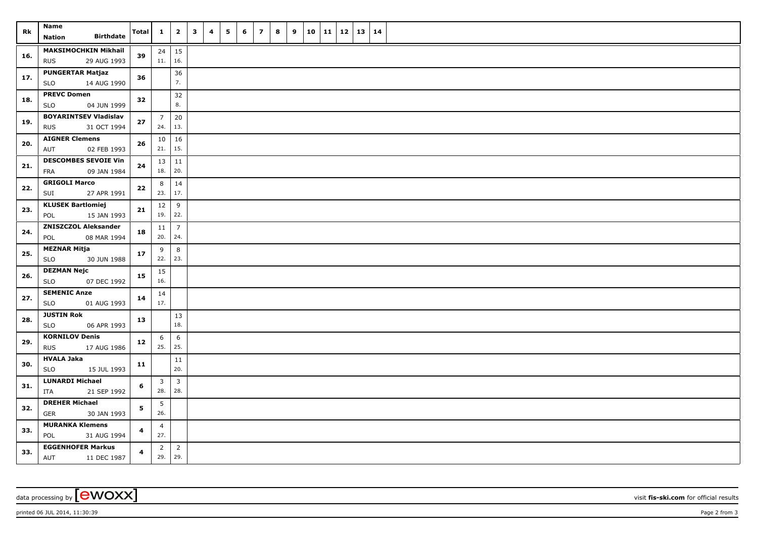| Rk | Name<br>Nation Birthdate | Total | 1 | 2 | 3 | 4 | 5 | 6 | 7 | 8 | 9 | 10 | 11 | 12 | 13 | 14 |
|---|---|---|---|---|---|---|---|---|---|---|---|---|---|---|---|---|
| 16. | **MAKSIMOCHKIN Mikhail**<br>RUS 29 AUG 1993 | **39** | 24<br>11. | 15<br>16. | | | | | | | | | | | | |
| 17. | **PUNGERTAR Matjaz**<br>SLO 14 AUG 1990 | **36** | | 36<br>7. | | | | | | | | | | | | |
| 18. | **PREVC Domen**<br>SLO 04 JUN 1999 | **32** | | 32<br>8. | | | | | | | | | | | | |
| 19. | **BOYARINTSEV Vladislav**<br>RUS 31 OCT 1994 | **27** | 7<br>24. | 20<br>13. | | | | | | | | | | | | |
| 20. | **AIGNER Clemens**<br>AUT 02 FEB 1993 | **26** | 10<br>21. | 16<br>15. | | | | | | | | | | | | |
| 21. | **DESCOMBES SEVOIE Vin**<br>FRA 09 JAN 1984 | **24** | 13<br>18. | 11<br>20. | | | | | | | | | | | | |
| 22. | **GRIGOLI Marco**<br>SUI 27 APR 1991 | **22** | 8<br>23. | 14<br>17. | | | | | | | | | | | | |
| 23. | **KLUSEK Bartlomiej**<br>POL 15 JAN 1993 | **21** | 12<br>19. | 9<br>22. | | | | | | | | | | | | |
| 24. | **ZNISZCZOL Aleksander**<br>POL 08 MAR 1994 | **18** | 11<br>20. | 7<br>24. | | | | | | | | | | | | |
| 25. | **MEZNAR Mitja**<br>SLO 30 JUN 1988 | **17** | 9<br>22. | 8<br>23. | | | | | | | | | | | | |
| 26. | **DEZMAN Nejc**<br>SLO 07 DEC 1992 | **15** | 15<br>16. | | | | | | | | | | | | | |
| 27. | **SEMENIC Anze**<br>SLO 01 AUG 1993 | **14** | 14<br>17. | | | | | | | | | | | | | |
| 28. | **JUSTIN Rok**<br>SLO 06 APR 1993 | **13** | | 13<br>18. | | | | | | | | | | | | |
| 29. | **KORNILOV Denis**<br>RUS 17 AUG 1986 | **12** | 6<br>25. | 6<br>25. | | | | | | | | | | | | |
| 30. | **HVALA Jaka**<br>SLO 15 JUL 1993 | **11** | | 11<br>20. | | | | | | | | | | | | |
| 31. | **LUNARDI Michael**<br>ITA 21 SEP 1992 | **6** | 3<br>28. | 3<br>28. | | | | | | | | | | | | |
| 32. | **DREHER Michael**<br>GER 30 JAN 1993 | **5** | 5<br>26. | | | | | | | | | | | | | |
| 33. | **MURANKA Klemens**<br>POL 31 AUG 1994 | **4** | 4<br>27. | | | | | | | | | | | | | |
| 33. | **EGGENHOFER Markus**<br>AUT 11 DEC 1987 | **4** | 2<br>29. | 2<br>29. | | | | | | | | | | | | |

data processing by [ewoxx] visit **fis-ski.com** for official results

printed 06 JUL 2014, 11:30:39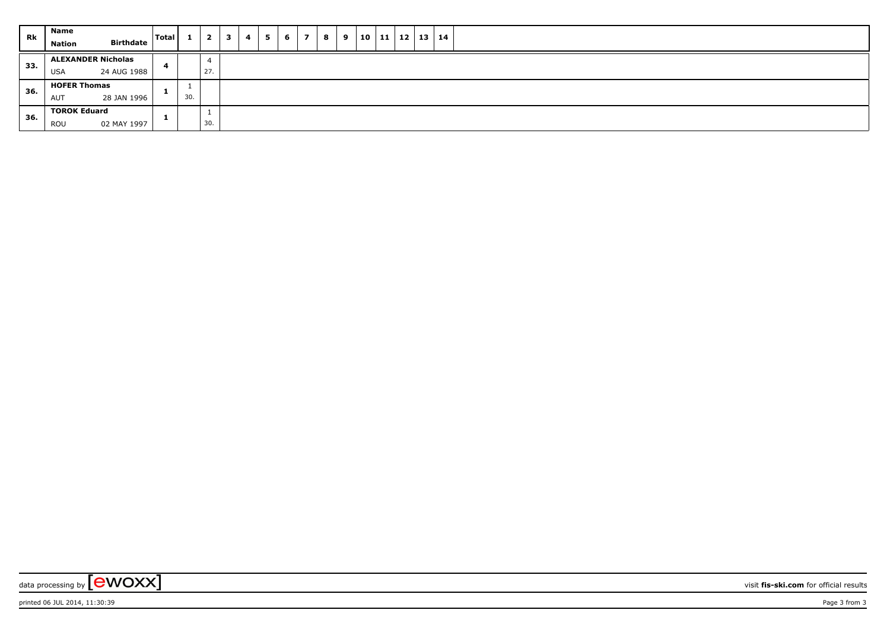| Rk | Name<br>Nation Birthdate | Total | 1 | 2 | 3 | 4 | 5 | 6 | 7 | 8 | 9 | 10 | 11 | 12 | 13 | 14 |
|---|---|---|---|---|---|---|---|---|---|---|---|---|---|---|---|---|
| 33. | ALEXANDER Nicholas<br>USA 24 AUG 1988 | 4 | | 4<br>27. | | | | | | | | | | | | |
| 36. | HOFER Thomas<br>AUT 28 JAN 1996 | 1 | 1<br>30. | | | | | | | | | | | | | |
| 36. | TOROK Eduard<br>ROU 02 MAY 1997 | 1 | | 1<br>30. | | | | | | | | | | | | |

data processing by [ewoxx]

visit **fis-ski.com** for official results

printed 06 JUL 2014, 11:30:39